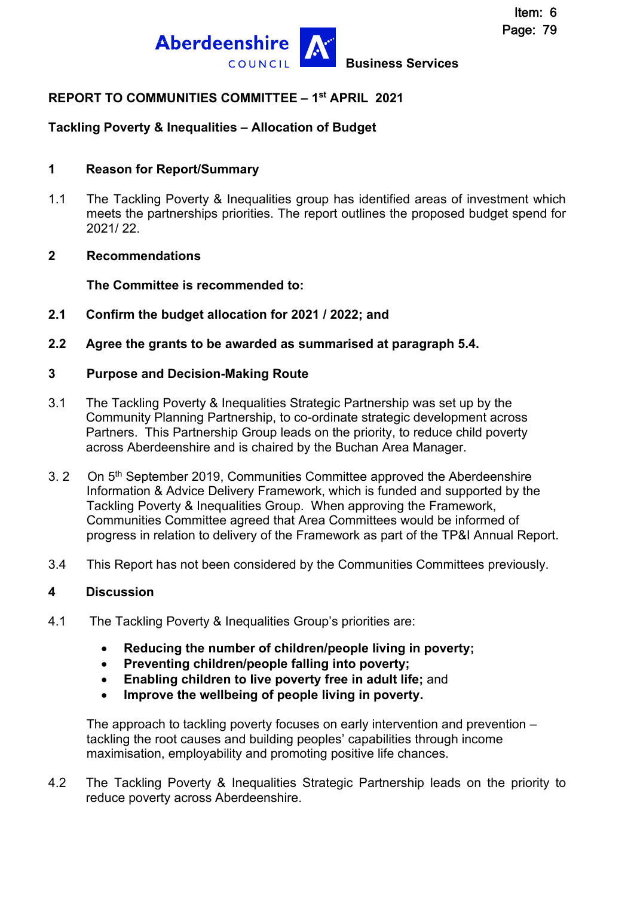Item: 6
Page: 79

**Aberdeenshire COUNCIL** **Business Services**

**REPORT TO COMMUNITIES COMMITTEE – 1st APRIL 2021**

**Tackling Poverty & Inequalities – Allocation of Budget**

## 1 Reason for Report/Summary

1.1 The Tackling Poverty & Inequalities group has identified areas of investment which meets the partnerships priorities. The report outlines the proposed budget spend for 2021/ 22.

## 2 Recommendations

**The Committee is recommended to:**

**2.1 Confirm the budget allocation for 2021 / 2022; and**

**2.2 Agree the grants to be awarded as summarised at paragraph 5.4.**

## 3 Purpose and Decision-Making Route

3.1 The Tackling Poverty & Inequalities Strategic Partnership was set up by the Community Planning Partnership, to co-ordinate strategic development across Partners. This Partnership Group leads on the priority, to reduce child poverty across Aberdeenshire and is chaired by the Buchan Area Manager.

3. 2 On 5th September 2019, Communities Committee approved the Aberdeenshire Information & Advice Delivery Framework, which is funded and supported by the Tackling Poverty & Inequalities Group. When approving the Framework, Communities Committee agreed that Area Committees would be informed of progress in relation to delivery of the Framework as part of the TP&I Annual Report.

3.4 This Report has not been considered by the Communities Committees previously.

## 4 Discussion

4.1 The Tackling Poverty & Inequalities Group's priorities are:

- **Reducing the number of children/people living in poverty;**
- **Preventing children/people falling into poverty;**
- **Enabling children to live poverty free in adult life;** and
- **Improve the wellbeing of people living in poverty.**

The approach to tackling poverty focuses on early intervention and prevention – tackling the root causes and building peoples' capabilities through income maximisation, employability and promoting positive life chances.

4.2 The Tackling Poverty & Inequalities Strategic Partnership leads on the priority to reduce poverty across Aberdeenshire.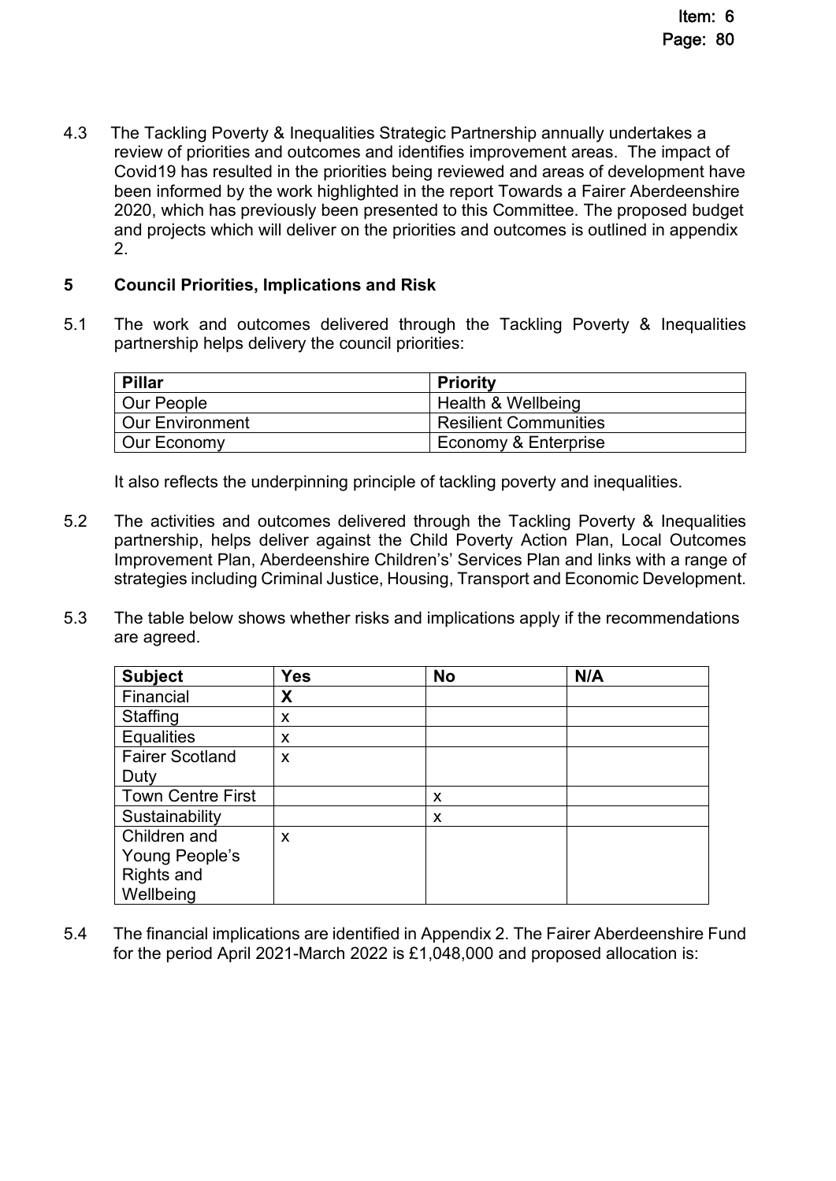4.3 The Tackling Poverty & Inequalities Strategic Partnership annually undertakes a review of priorities and outcomes and identifies improvement areas. The impact of Covid19 has resulted in the priorities being reviewed and areas of development have been informed by the work highlighted in the report Towards a Fairer Aberdeenshire 2020, which has previously been presented to this Committee. The proposed budget and projects which will deliver on the priorities and outcomes is outlined in appendix 2.

## 5 Council Priorities, Implications and Risk

5.1 The work and outcomes delivered through the Tackling Poverty & Inequalities partnership helps delivery the council priorities:

| Pillar | Priority |
|---|---|
| Our People | Health & Wellbeing |
| Our Environment | Resilient Communities |
| Our Economy | Economy & Enterprise |

It also reflects the underpinning principle of tackling poverty and inequalities.

5.2 The activities and outcomes delivered through the Tackling Poverty & Inequalities partnership, helps deliver against the Child Poverty Action Plan, Local Outcomes Improvement Plan, Aberdeenshire Children's' Services Plan and links with a range of strategies including Criminal Justice, Housing, Transport and Economic Development.

5.3 The table below shows whether risks and implications apply if the recommendations are agreed.

| Subject | Yes | No | N/A |
|---|---|---|---|
| Financial | **X** | | |
| Staffing | x | | |
| Equalities | x | | |
| Fairer Scotland Duty | x | | |
| Town Centre First | | x | |
| Sustainability | | x | |
| Children and Young People's Rights and Wellbeing | x | | |

5.4 The financial implications are identified in Appendix 2. The Fairer Aberdeenshire Fund for the period April 2021-March 2022 is £1,048,000 and proposed allocation is: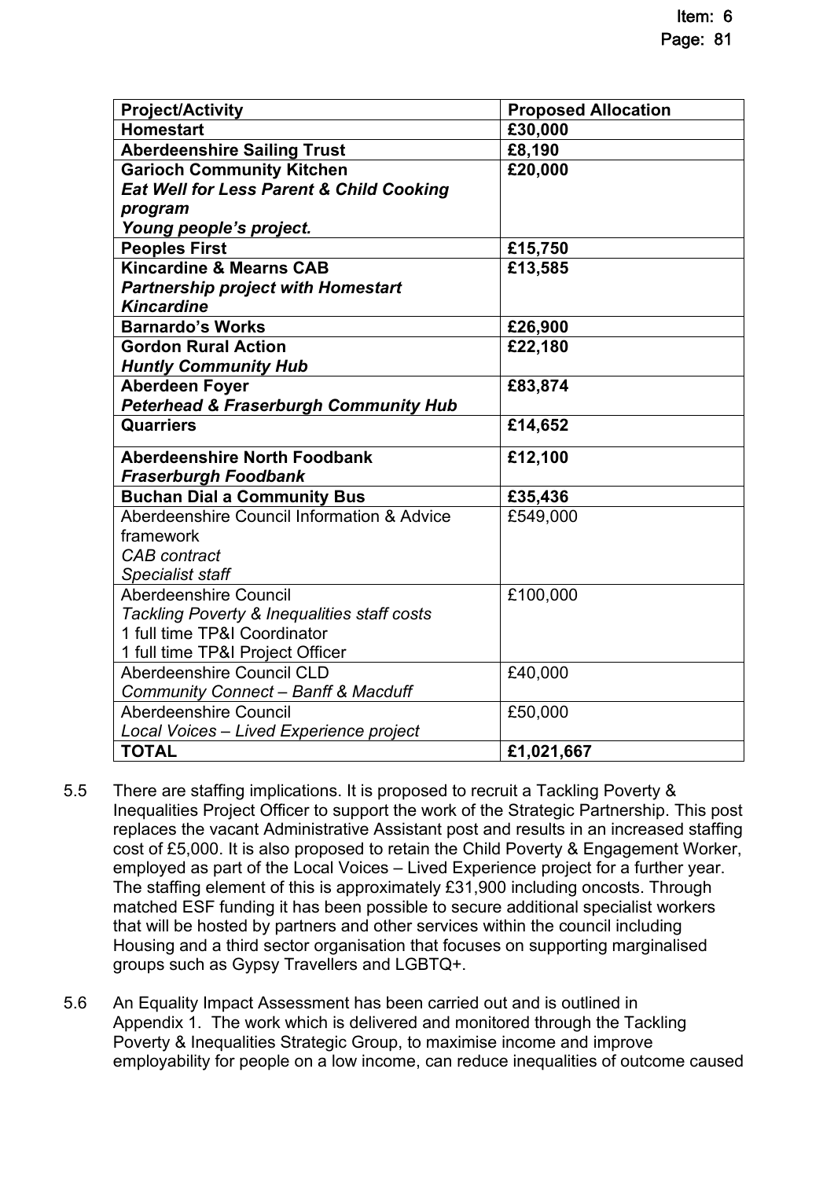| Project/Activity | Proposed Allocation |
|---|---|
| **Homestart** | **£30,000** |
| **Aberdeenshire Sailing Trust** | **£8,190** |
| **Garioch Community Kitchen**<br>***Eat Well for Less Parent & Child Cooking program***<br>***Young people's project.*** | **£20,000** |
| **Peoples First** | **£15,750** |
| **Kincardine & Mearns CAB**<br>***Partnership project with Homestart Kincardine*** | **£13,585** |
| **Barnardo's Works** | **£26,900** |
| **Gordon Rural Action**<br>***Huntly Community Hub*** | **£22,180** |
| **Aberdeen Foyer**<br>***Peterhead & Fraserburgh Community Hub*** | **£83,874** |
| **Quarriers** | **£14,652** |
| **Aberdeenshire North Foodbank**<br>***Fraserburgh Foodbank*** | **£12,100** |
| **Buchan Dial a Community Bus** | **£35,436** |
| Aberdeenshire Council Information & Advice framework<br>*CAB contract*<br>*Specialist staff* | £549,000 |
| Aberdeenshire Council<br>*Tackling Poverty & Inequalities staff costs*<br>1 full time TP&I Coordinator<br>1 full time TP&I Project Officer | £100,000 |
| Aberdeenshire Council CLD<br>*Community Connect – Banff & Macduff* | £40,000 |
| Aberdeenshire Council<br>*Local Voices – Lived Experience project* | £50,000 |
| **TOTAL** | **£1,021,667** |

5.5 There are staffing implications. It is proposed to recruit a Tackling Poverty & Inequalities Project Officer to support the work of the Strategic Partnership. This post replaces the vacant Administrative Assistant post and results in an increased staffing cost of £5,000. It is also proposed to retain the Child Poverty & Engagement Worker, employed as part of the Local Voices – Lived Experience project for a further year. The staffing element of this is approximately £31,900 including oncosts. Through matched ESF funding it has been possible to secure additional specialist workers that will be hosted by partners and other services within the council including Housing and a third sector organisation that focuses on supporting marginalised groups such as Gypsy Travellers and LGBTQ+.

5.6 An Equality Impact Assessment has been carried out and is outlined in Appendix 1. The work which is delivered and monitored through the Tackling Poverty & Inequalities Strategic Group, to maximise income and improve employability for people on a low income, can reduce inequalities of outcome caused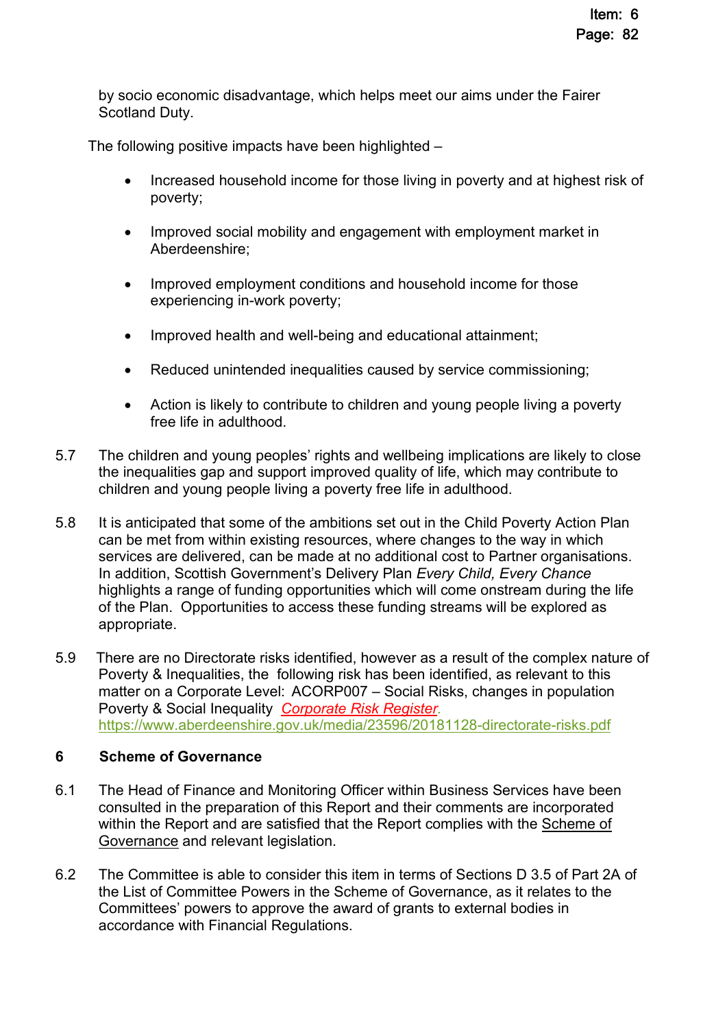by socio economic disadvantage, which helps meet our aims under the Fairer Scotland Duty.

The following positive impacts have been highlighted –

- Increased household income for those living in poverty and at highest risk of poverty;
- Improved social mobility and engagement with employment market in Aberdeenshire;
- Improved employment conditions and household income for those experiencing in-work poverty;
- Improved health and well-being and educational attainment;
- Reduced unintended inequalities caused by service commissioning;
- Action is likely to contribute to children and young people living a poverty free life in adulthood.

5.7 The children and young peoples' rights and wellbeing implications are likely to close the inequalities gap and support improved quality of life, which may contribute to children and young people living a poverty free life in adulthood.

5.8 It is anticipated that some of the ambitions set out in the Child Poverty Action Plan can be met from within existing resources, where changes to the way in which services are delivered, can be made at no additional cost to Partner organisations. In addition, Scottish Government's Delivery Plan *Every Child, Every Chance* highlights a range of funding opportunities which will come onstream during the life of the Plan. Opportunities to access these funding streams will be explored as appropriate.

5.9 There are no Directorate risks identified, however as a result of the complex nature of Poverty & Inequalities, the following risk has been identified, as relevant to this matter on a Corporate Level: ACORP007 – Social Risks, changes in population Poverty & Social Inequality *Corporate Risk Register*. https://www.aberdeenshire.gov.uk/media/23596/20181128-directorate-risks.pdf

## 6 Scheme of Governance

6.1 The Head of Finance and Monitoring Officer within Business Services have been consulted in the preparation of this Report and their comments are incorporated within the Report and are satisfied that the Report complies with the Scheme of Governance and relevant legislation.

6.2 The Committee is able to consider this item in terms of Sections D 3.5 of Part 2A of the List of Committee Powers in the Scheme of Governance, as it relates to the Committees' powers to approve the award of grants to external bodies in accordance with Financial Regulations.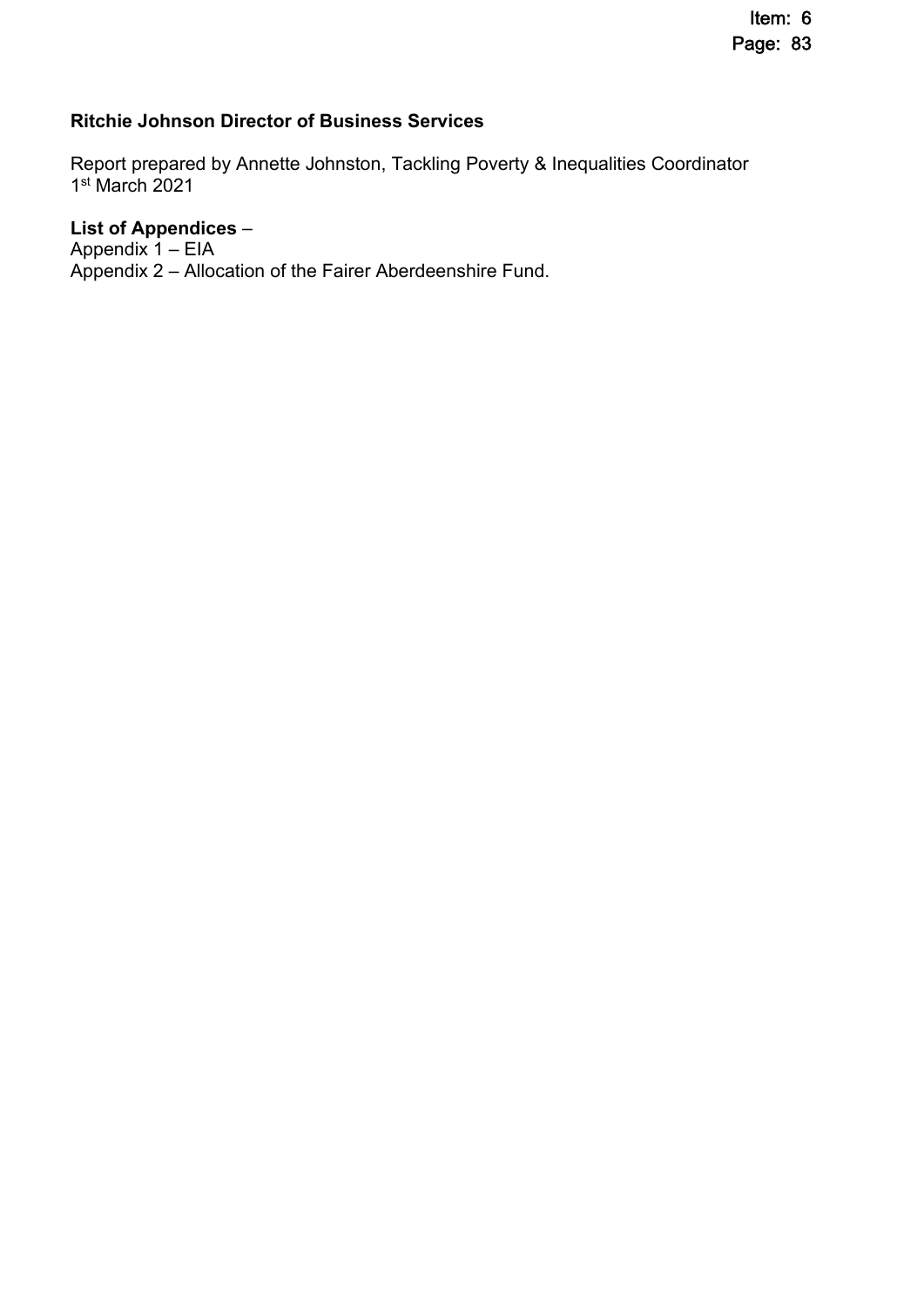**Ritchie Johnson Director of Business Services**

Report prepared by Annette Johnston, Tackling Poverty & Inequalities Coordinator
1st March 2021

**List of Appendices** –
Appendix 1 – EIA
Appendix 2 – Allocation of the Fairer Aberdeenshire Fund.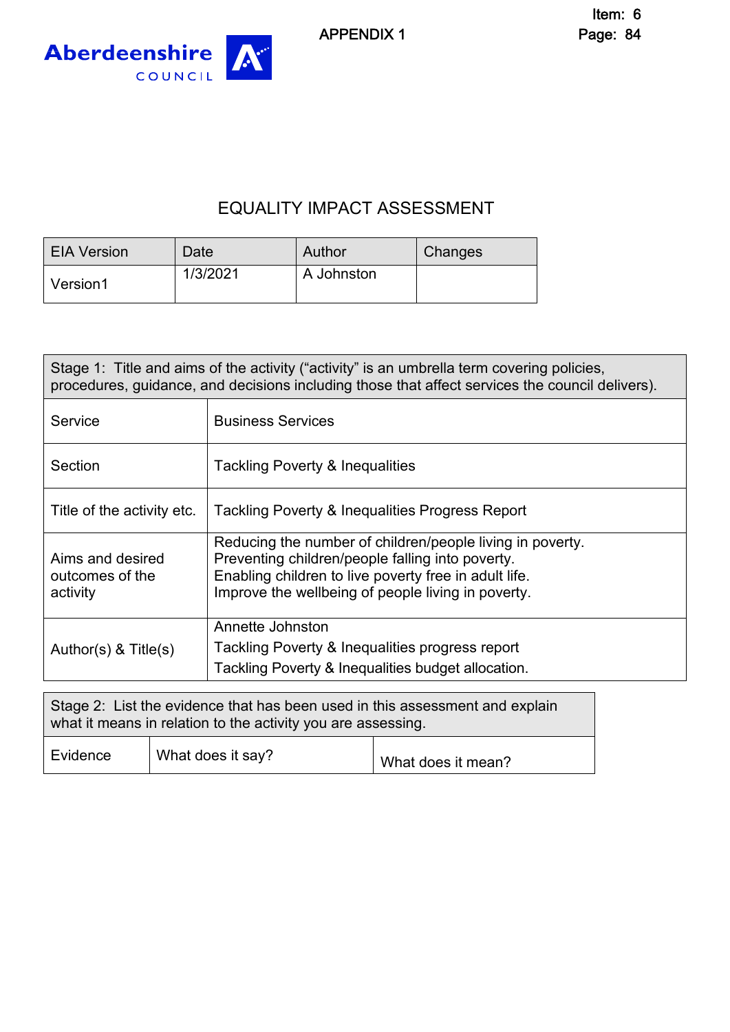APPENDIX 1

Item: 6
Page: 84

# EQUALITY IMPACT ASSESSMENT

| EIA Version | Date | Author | Changes |
|---|---|---|---|
| Version1 | 1/3/2021 | A Johnston | |

| Stage 1: Title and aims of the activity ("activity" is an umbrella term covering policies, procedures, guidance, and decisions including those that affect services the council delivers). | |
|---|---|
| Service | Business Services |
| Section | Tackling Poverty & Inequalities |
| Title of the activity etc. | Tackling Poverty & Inequalities Progress Report |
| Aims and desired outcomes of the activity | Reducing the number of children/people living in poverty.<br>Preventing children/people falling into poverty.<br>Enabling children to live poverty free in adult life.<br>Improve the wellbeing of people living in poverty. |
| Author(s) & Title(s) | Annette Johnston<br>Tackling Poverty & Inequalities progress report<br>Tackling Poverty & Inequalities budget allocation. |

| Stage 2: List the evidence that has been used in this assessment and explain what it means in relation to the activity you are assessing. | | |
|---|---|---|
| Evidence | What does it say? | What does it mean? |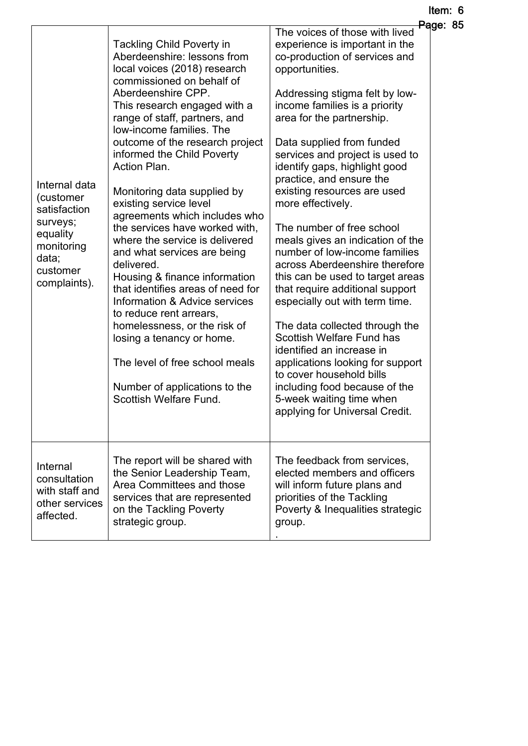| | | |
|---|---|---|
| Internal data (customer satisfaction surveys; equality monitoring data; customer complaints). | Tackling Child Poverty in Aberdeenshire: lessons from local voices (2018) research commissioned on behalf of Aberdeenshire CPP.<br>This research engaged with a range of staff, partners, and low-income families. The outcome of the research project informed the Child Poverty Action Plan.<br><br>Monitoring data supplied by existing service level agreements which includes who the services have worked with, where the service is delivered and what services are being delivered.<br>Housing & finance information that identifies areas of need for Information & Advice services to reduce rent arrears, homelessness, or the risk of losing a tenancy or home.<br><br>The level of free school meals<br><br>Number of applications to the Scottish Welfare Fund. | The voices of those with lived experience is important in the co-production of services and opportunities.<br><br>Addressing stigma felt by low-income families is a priority area for the partnership.<br><br>Data supplied from funded services and project is used to identify gaps, highlight good practice, and ensure the existing resources are used more effectively.<br><br>The number of free school meals gives an indication of the number of low-income families across Aberdeenshire therefore this can be used to target areas that require additional support especially out with term time.<br><br>The data collected through the Scottish Welfare Fund has identified an increase in applications looking for support to cover household bills including food because of the 5-week waiting time when applying for Universal Credit. |
| Internal consultation with staff and other services affected. | The report will be shared with the Senior Leadership Team, Area Committees and those services that are represented on the Tackling Poverty strategic group. | The feedback from services, elected members and officers will inform future plans and priorities of the Tackling Poverty & Inequalities strategic group.<br>. |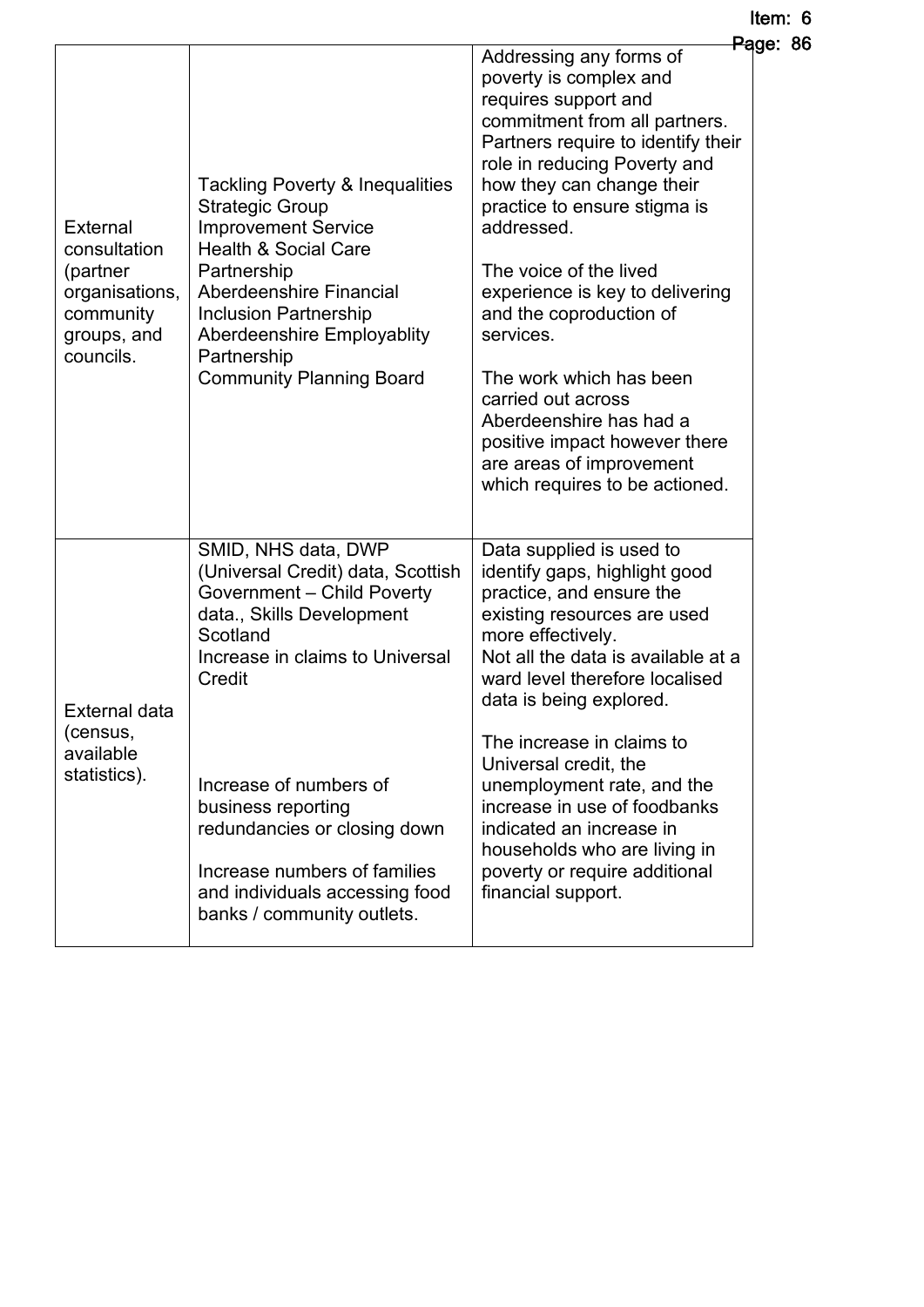| | | |
|---|---|---|
| External consultation (partner organisations, community groups, and councils. | Tackling Poverty & Inequalities Strategic Group<br>Improvement Service<br>Health & Social Care Partnership<br>Aberdeenshire Financial Inclusion Partnership<br>Aberdeenshire Employablity Partnership<br>Community Planning Board | Addressing any forms of poverty is complex and requires support and commitment from all partners. Partners require to identify their role in reducing Poverty and how they can change their practice to ensure stigma is addressed.<br><br>The voice of the lived experience is key to delivering and the coproduction of services.<br><br>The work which has been carried out across Aberdeenshire has had a positive impact however there are areas of improvement which requires to be actioned. |
| External data (census, available statistics). | SMID, NHS data, DWP (Universal Credit) data, Scottish Government – Child Poverty data., Skills Development Scotland<br>Increase in claims to Universal Credit<br><br>Increase of numbers of business reporting redundancies or closing down<br><br>Increase numbers of families and individuals accessing food banks / community outlets. | Data supplied is used to identify gaps, highlight good practice, and ensure the existing resources are used more effectively.<br>Not all the data is available at a ward level therefore localised data is being explored.<br><br>The increase in claims to Universal credit, the unemployment rate, and the increase in use of foodbanks indicated an increase in households who are living in poverty or require additional financial support. |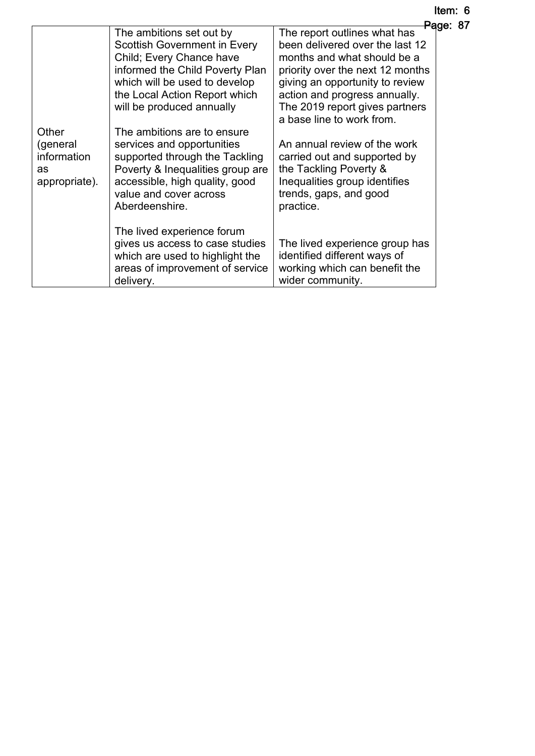| | | |
|---|---|---|
| Other (general information as appropriate). | The ambitions set out by Scottish Government in Every Child; Every Chance have informed the Child Poverty Plan which will be used to develop the Local Action Report which will be produced annually<br><br>The ambitions are to ensure services and opportunities supported through the Tackling Poverty & Inequalities group are accessible, high quality, good value and cover across Aberdeenshire.<br><br>The lived experience forum gives us access to case studies which are used to highlight the areas of improvement of service delivery. | The report outlines what has been delivered over the last 12 months and what should be a priority over the next 12 months giving an opportunity to review action and progress annually. The 2019 report gives partners a base line to work from.<br><br>An annual review of the work carried out and supported by the Tackling Poverty & Inequalities group identifies trends, gaps, and good practice.<br><br>The lived experience group has identified different ways of working which can benefit the wider community. |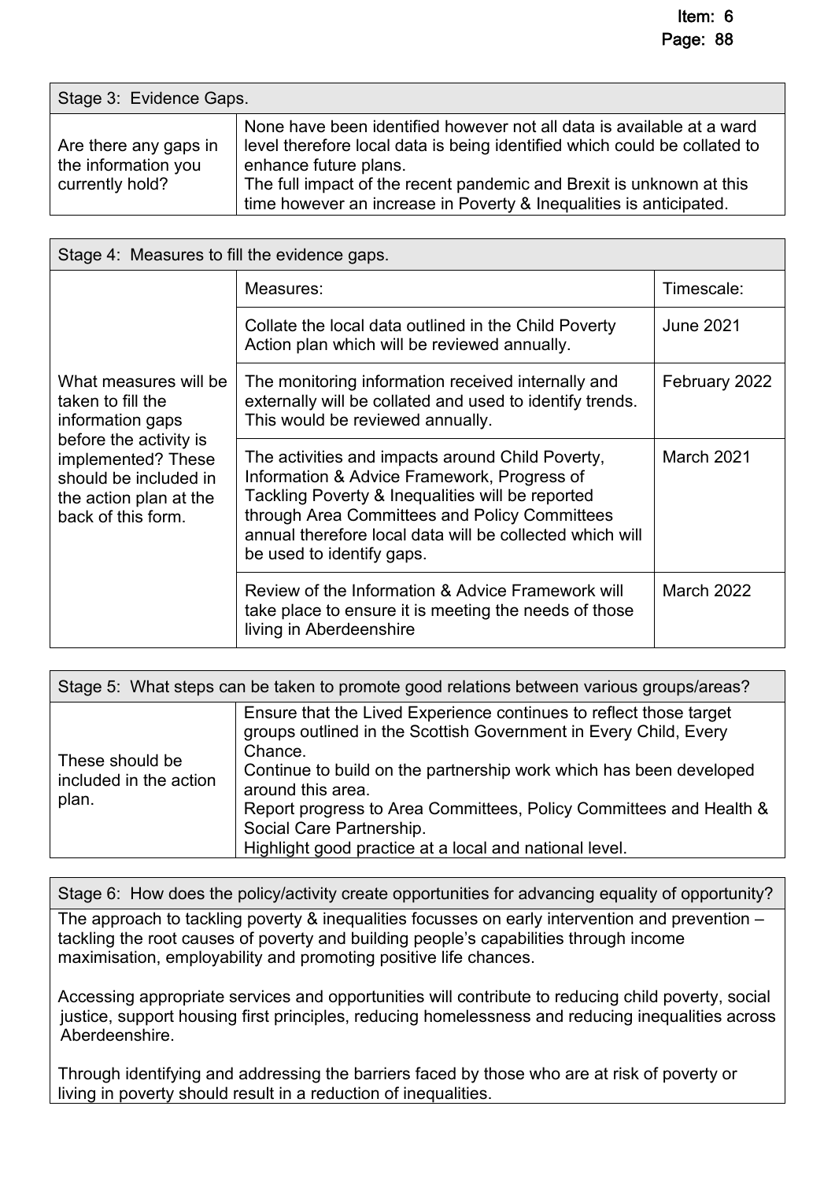| Stage 3: Evidence Gaps. | |
|---|---|
| Are there any gaps in the information you currently hold? | None have been identified however not all data is available at a ward level therefore local data is being identified which could be collated to enhance future plans.<br>The full impact of the recent pandemic and Brexit is unknown at this time however an increase in Poverty & Inequalities is anticipated. |

| Stage 4: Measures to fill the evidence gaps. | | |
|---|---|---|
| What measures will be taken to fill the information gaps before the activity is implemented? These should be included in the action plan at the back of this form. | Measures: | Timescale: |
| | Collate the local data outlined in the Child Poverty Action plan which will be reviewed annually. | June 2021 |
| | The monitoring information received internally and externally will be collated and used to identify trends. This would be reviewed annually. | February 2022 |
| | The activities and impacts around Child Poverty, Information & Advice Framework, Progress of Tackling Poverty & Inequalities will be reported through Area Committees and Policy Committees annual therefore local data will be collected which will be used to identify gaps. | March 2021 |
| | Review of the Information & Advice Framework will take place to ensure it is meeting the needs of those living in Aberdeenshire | March 2022 |

| Stage 5: What steps can be taken to promote good relations between various groups/areas? | |
|---|---|
| These should be included in the action plan. | Ensure that the Lived Experience continues to reflect those target groups outlined in the Scottish Government in Every Child, Every Chance.<br>Continue to build on the partnership work which has been developed around this area.<br>Report progress to Area Committees, Policy Committees and Health & Social Care Partnership.<br>Highlight good practice at a local and national level. |

| Stage 6: How does the policy/activity create opportunities for advancing equality of opportunity? |
|---|
| The approach to tackling poverty & inequalities focusses on early intervention and prevention – tackling the root causes of poverty and building people's capabilities through income maximisation, employability and promoting positive life chances.<br><br>Accessing appropriate services and opportunities will contribute to reducing child poverty, social justice, support housing first principles, reducing homelessness and reducing inequalities across Aberdeenshire.<br><br>Through identifying and addressing the barriers faced by those who are at risk of poverty or living in poverty should result in a reduction of inequalities. |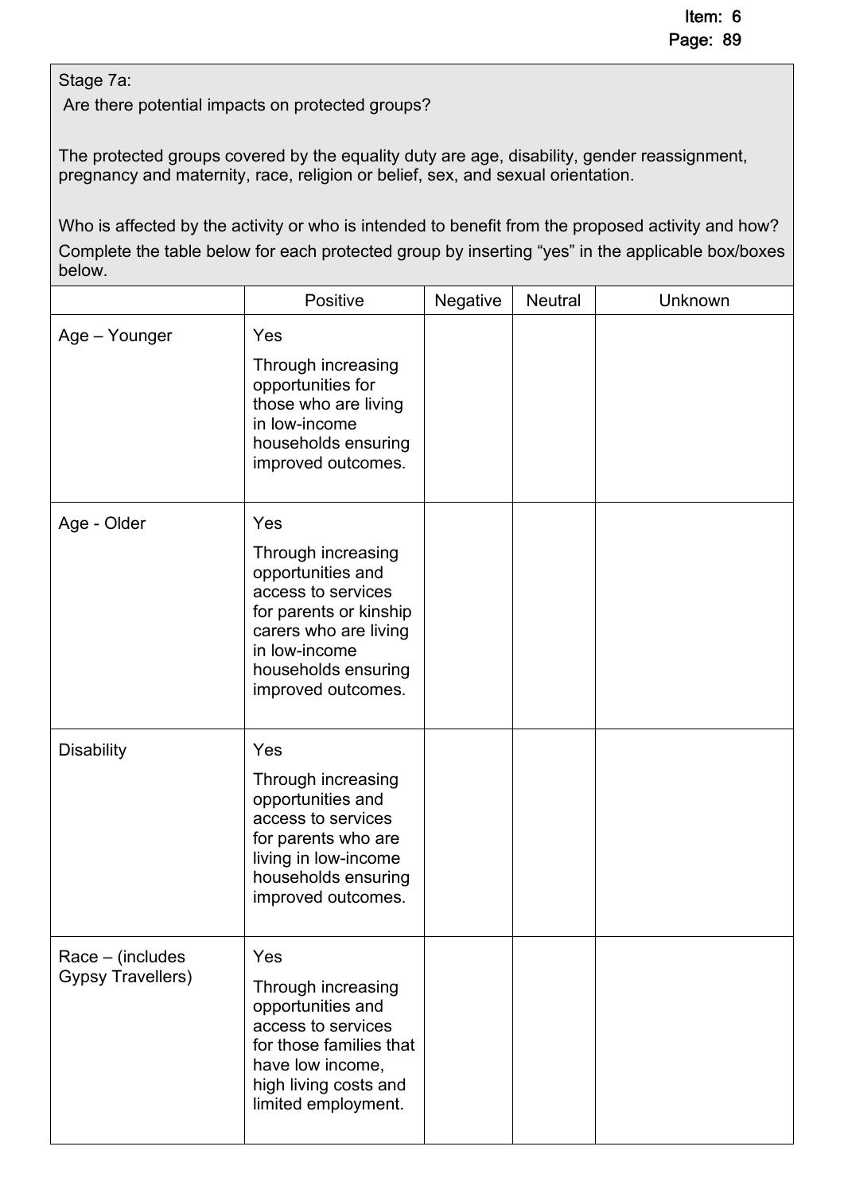Stage 7a:

Are there potential impacts on protected groups?

The protected groups covered by the equality duty are age, disability, gender reassignment, pregnancy and maternity, race, religion or belief, sex, and sexual orientation.

Who is affected by the activity or who is intended to benefit from the proposed activity and how? Complete the table below for each protected group by inserting "yes" in the applicable box/boxes below.

| | Positive | Negative | Neutral | Unknown |
|---|---|---|---|---|
| Age – Younger | Yes<br><br>Through increasing opportunities for those who are living in low-income households ensuring improved outcomes. | | | |
| Age - Older | Yes<br><br>Through increasing opportunities and access to services for parents or kinship carers who are living in low-income households ensuring improved outcomes. | | | |
| Disability | Yes<br><br>Through increasing opportunities and access to services for parents who are living in low-income households ensuring improved outcomes. | | | |
| Race – (includes Gypsy Travellers) | Yes<br><br>Through increasing opportunities and access to services for those families that have low income, high living costs and limited employment. | | | |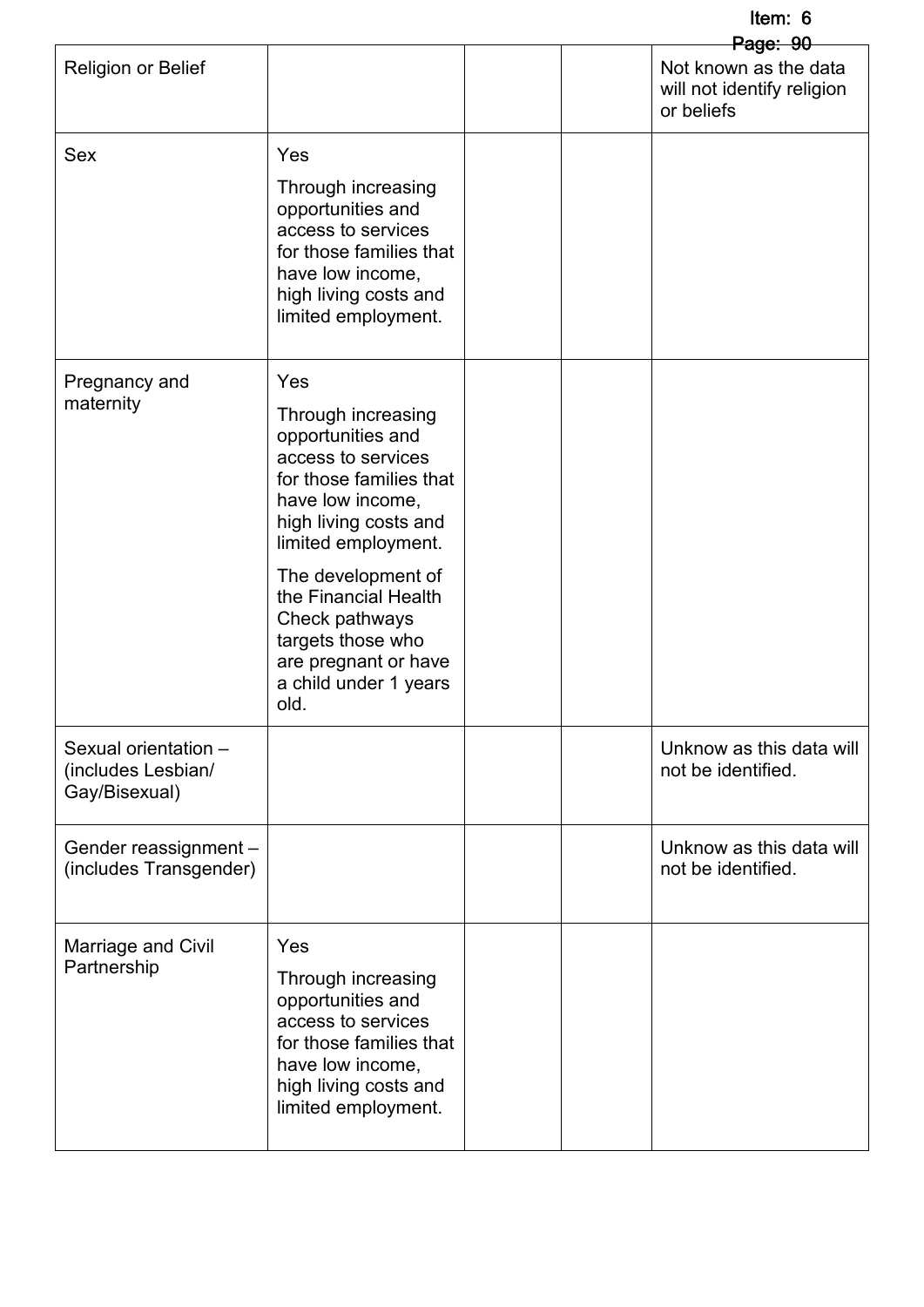| | | | | |
|---|---|---|---|---|
| Religion or Belief | | | | Not known as the data will not identify religion or beliefs |
| Sex | Yes<br><br>Through increasing opportunities and access to services for those families that have low income, high living costs and limited employment. | | | |
| Pregnancy and maternity | Yes<br><br>Through increasing opportunities and access to services for those families that have low income, high living costs and limited employment.<br><br>The development of the Financial Health Check pathways targets those who are pregnant or have a child under 1 years old. | | | |
| Sexual orientation – (includes Lesbian/ Gay/Bisexual) | | | | Unknow as this data will not be identified. |
| Gender reassignment – (includes Transgender) | | | | Unknow as this data will not be identified. |
| Marriage and Civil Partnership | Yes<br><br>Through increasing opportunities and access to services for those families that have low income, high living costs and limited employment. | | | |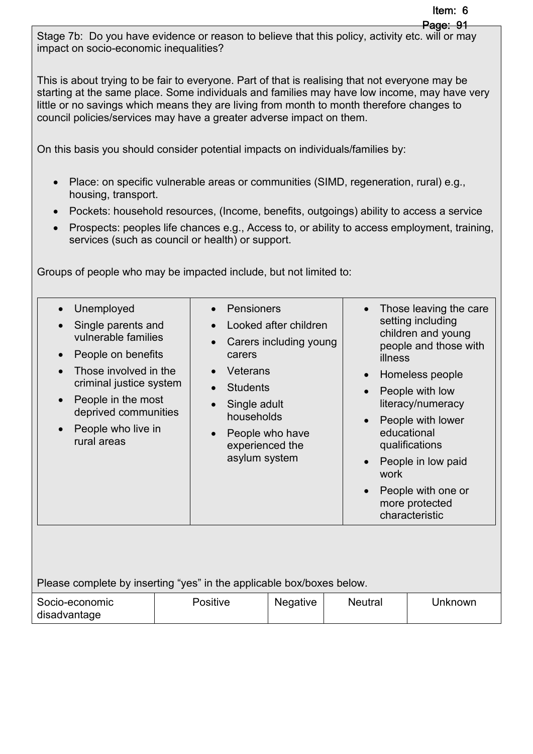Stage 7b: Do you have evidence or reason to believe that this policy, activity etc. will or may impact on socio-economic inequalities?

This is about trying to be fair to everyone. Part of that is realising that not everyone may be starting at the same place. Some individuals and families may have low income, may have very little or no savings which means they are living from month to month therefore changes to council policies/services may have a greater adverse impact on them.

On this basis you should consider potential impacts on individuals/families by:

- Place: on specific vulnerable areas or communities (SIMD, regeneration, rural) e.g., housing, transport.
- Pockets: household resources, (Income, benefits, outgoings) ability to access a service
- Prospects: peoples life chances e.g., Access to, or ability to access employment, training, services (such as council or health) or support.

Groups of people who may be impacted include, but not limited to:

| | | |
|---|---|---|
| • Unemployed<br>• Single parents and vulnerable families<br>• People on benefits<br>• Those involved in the criminal justice system<br>• People in the most deprived communities<br>• People who live in rural areas | • Pensioners<br>• Looked after children<br>• Carers including young carers<br>• Veterans<br>• Students<br>• Single adult households<br>• People who have experienced the asylum system | • Those leaving the care setting including children and young people and those with illness<br>• Homeless people<br>• People with low literacy/numeracy<br>• People with lower educational qualifications<br>• People in low paid work<br>• People with one or more protected characteristic |

Please complete by inserting "yes" in the applicable box/boxes below.

| Socio-economic disadvantage | Positive | Negative | Neutral | Unknown |
|---|---|---|---|---|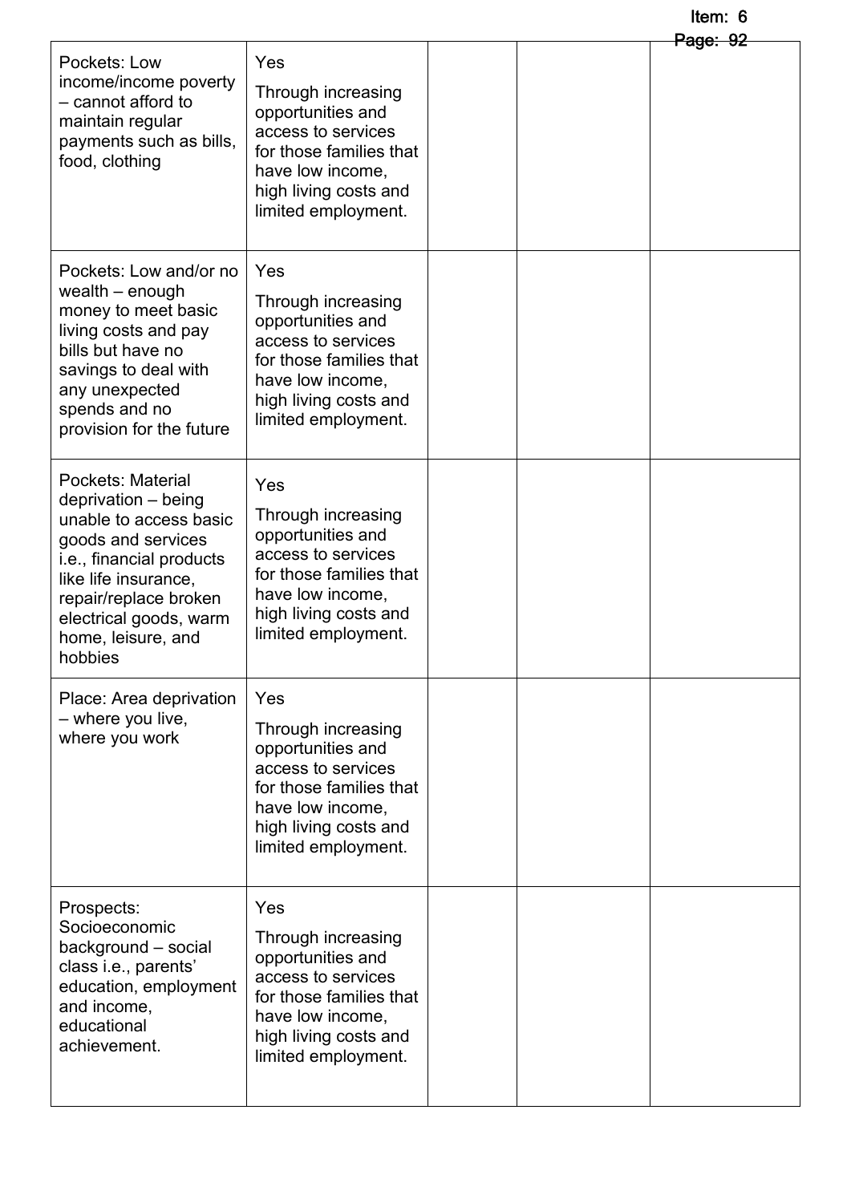| | | | | |
|---|---|---|---|---|
| Pockets: Low income/income poverty – cannot afford to maintain regular payments such as bills, food, clothing | Yes<br><br>Through increasing opportunities and access to services for those families that have low income, high living costs and limited employment. | | | |
| Pockets: Low and/or no wealth – enough money to meet basic living costs and pay bills but have no savings to deal with any unexpected spends and no provision for the future | Yes<br><br>Through increasing opportunities and access to services for those families that have low income, high living costs and limited employment. | | | |
| Pockets: Material deprivation – being unable to access basic goods and services i.e., financial products like life insurance, repair/replace broken electrical goods, warm home, leisure, and hobbies | Yes<br><br>Through increasing opportunities and access to services for those families that have low income, high living costs and limited employment. | | | |
| Place: Area deprivation – where you live, where you work | Yes<br><br>Through increasing opportunities and access to services for those families that have low income, high living costs and limited employment. | | | |
| Prospects: Socioeconomic background – social class i.e., parents' education, employment and income, educational achievement. | Yes<br><br>Through increasing opportunities and access to services for those families that have low income, high living costs and limited employment. | | | |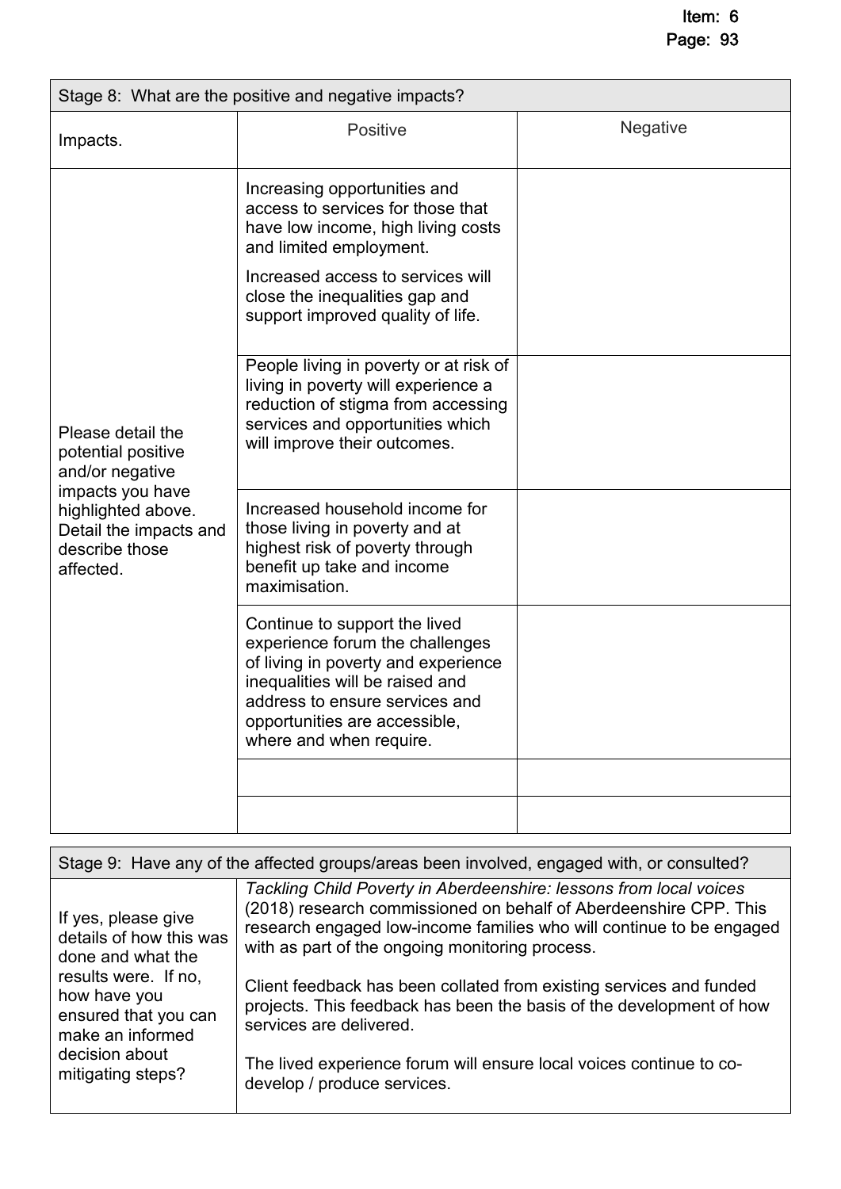| Stage 8: What are the positive and negative impacts? | | |
|---|---|---|
| Impacts. | Positive | Negative |
| Please detail the potential positive and/or negative impacts you have highlighted above. Detail the impacts and describe those affected. | Increasing opportunities and access to services for those that have low income, high living costs and limited employment.<br><br>Increased access to services will close the inequalities gap and support improved quality of life. | |
| | People living in poverty or at risk of living in poverty will experience a reduction of stigma from accessing services and opportunities which will improve their outcomes. | |
| | Increased household income for those living in poverty and at highest risk of poverty through benefit up take and income maximisation. | |
| | Continue to support the lived experience forum the challenges of living in poverty and experience inequalities will be raised and address to ensure services and opportunities are accessible, where and when require. | |
| | | |
| | | |

| Stage 9: Have any of the affected groups/areas been involved, engaged with, or consulted? | |
|---|---|
| If yes, please give details of how this was done and what the results were. If no, how have you ensured that you can make an informed decision about mitigating steps? | *Tackling Child Poverty in Aberdeenshire: lessons from local voices* (2018) research commissioned on behalf of Aberdeenshire CPP. This research engaged low-income families who will continue to be engaged with as part of the ongoing monitoring process.<br><br>Client feedback has been collated from existing services and funded projects. This feedback has been the basis of the development of how services are delivered.<br><br>The lived experience forum will ensure local voices continue to co-develop / produce services. |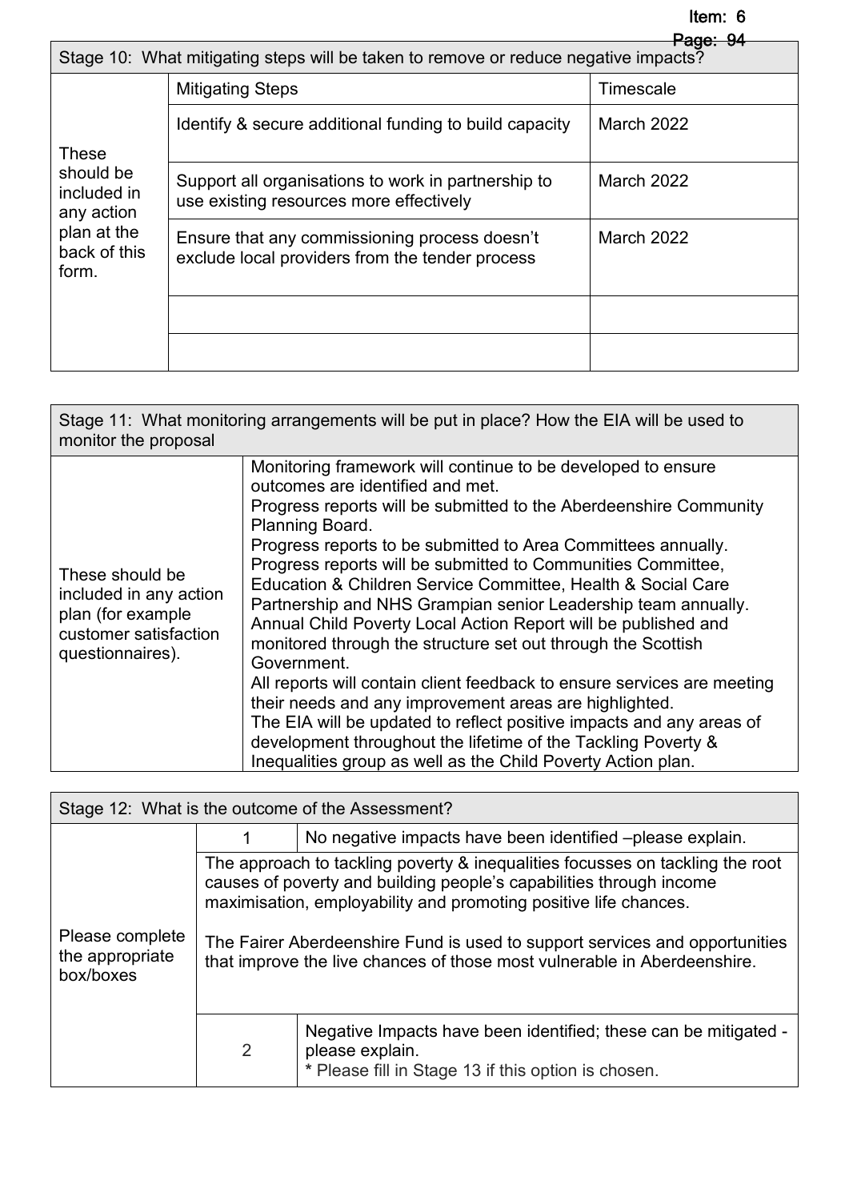| Stage 10: What mitigating steps will be taken to remove or reduce negative impacts? | | |
|---|---|---|
| These should be included in any action plan at the back of this form. | Mitigating Steps | Timescale |
| | Identify & secure additional funding to build capacity | March 2022 |
| | Support all organisations to work in partnership to use existing resources more effectively | March 2022 |
| | Ensure that any commissioning process doesn't exclude local providers from the tender process | March 2022 |
| | | |
| | | |

| Stage 11: What monitoring arrangements will be put in place? How the EIA will be used to monitor the proposal | |
|---|---|
| These should be included in any action plan (for example customer satisfaction questionnaires). | Monitoring framework will continue to be developed to ensure outcomes are identified and met.<br>Progress reports will be submitted to the Aberdeenshire Community Planning Board.<br>Progress reports to be submitted to Area Committees annually.<br>Progress reports will be submitted to Communities Committee, Education & Children Service Committee, Health & Social Care Partnership and NHS Grampian senior Leadership team annually.<br>Annual Child Poverty Local Action Report will be published and monitored through the structure set out through the Scottish Government.<br>All reports will contain client feedback to ensure services are meeting their needs and any improvement areas are highlighted.<br>The EIA will be updated to reflect positive impacts and any areas of development throughout the lifetime of the Tackling Poverty & Inequalities group as well as the Child Poverty Action plan. |

| Stage 12: What is the outcome of the Assessment? | | |
|---|---|---|
| Please complete the appropriate box/boxes | 1 | No negative impacts have been identified –please explain. |
| | The approach to tackling poverty & inequalities focusses on tackling the root causes of poverty and building people's capabilities through income maximisation, employability and promoting positive life chances.<br><br>The Fairer Aberdeenshire Fund is used to support services and opportunities that improve the live chances of those most vulnerable in Aberdeenshire. | |
| | 2 | Negative Impacts have been identified; these can be mitigated - please explain.<br>* Please fill in Stage 13 if this option is chosen. |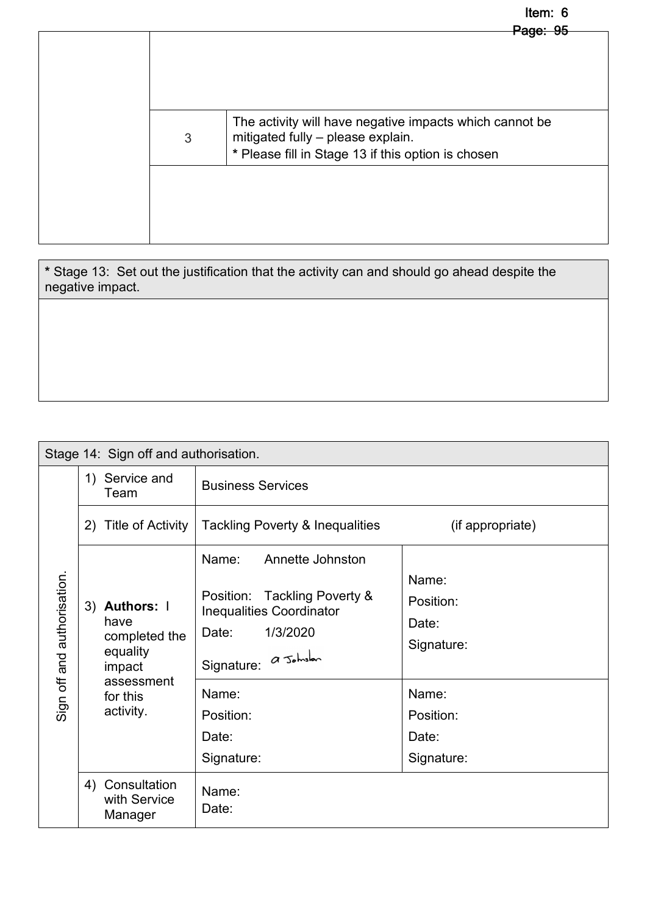| | | |
|---|---|---|
| | | |
| | 3 | The activity will have negative impacts which cannot be mitigated fully – please explain.<br>* Please fill in Stage 13 if this option is chosen |
| | | |

| * Stage 13: Set out the justification that the activity can and should go ahead despite the negative impact. |
|---|
| |

| Stage 14: Sign off and authorisation. | | | |
|---|---|---|---|
| Sign off and authorisation. | 1) Service and Team | Business Services | |
| | 2) Title of Activity | Tackling Poverty & Inequalities (if appropriate) | |
| | 3) **Authors:** I have completed the equality impact assessment for this activity. | Name: Annette Johnston<br>Position: Tackling Poverty & Inequalities Coordinator<br>Date: 1/3/2020<br>Signature: a Johnston | Name:<br>Position:<br>Date:<br>Signature: |
| | | Name:<br>Position:<br>Date:<br>Signature: | Name:<br>Position:<br>Date:<br>Signature: |
| | 4) Consultation with Service Manager | Name:<br>Date: | |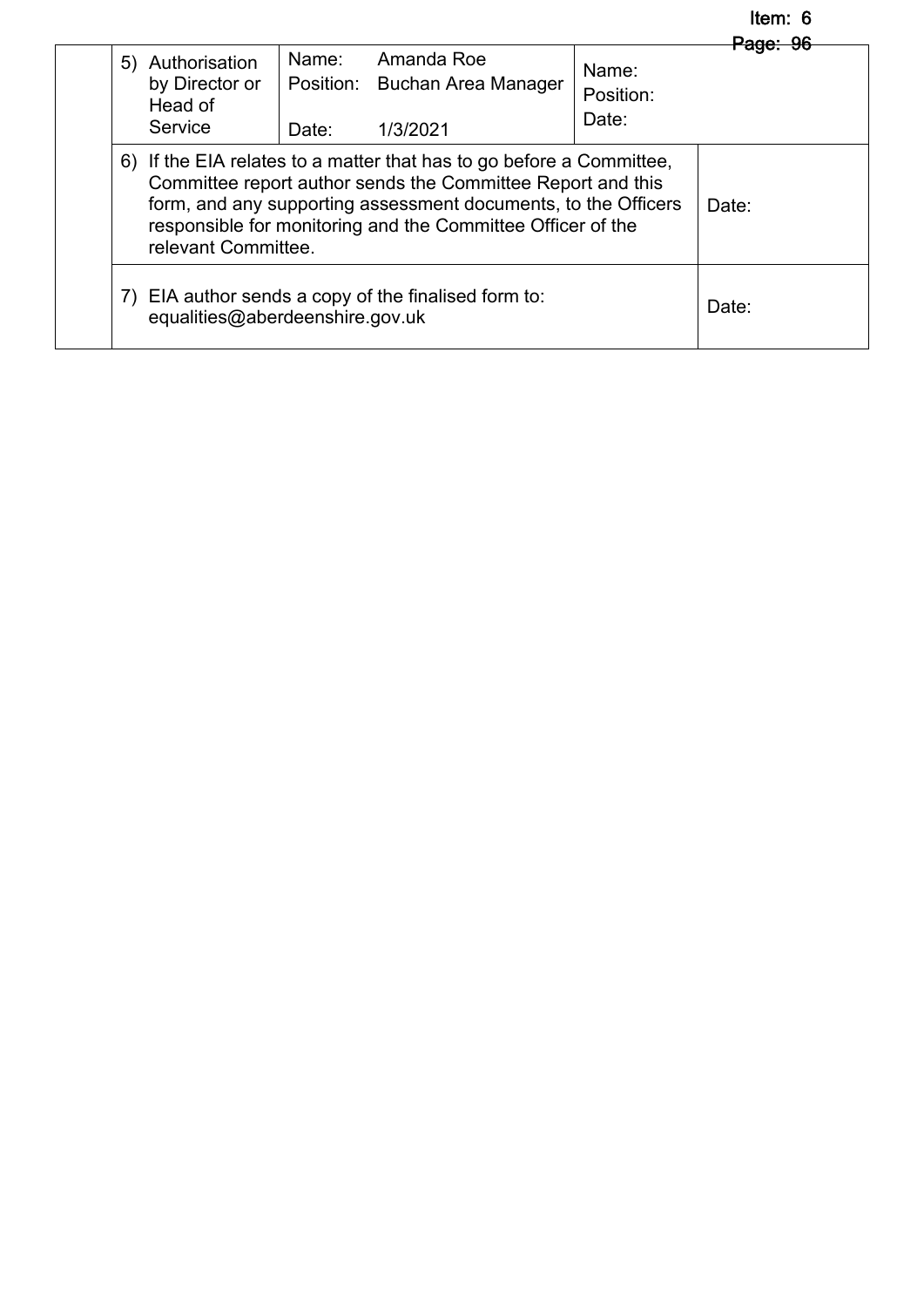| | 5) Authorisation by Director or Head of Service | Name: Amanda Roe<br>Position: Buchan Area Manager<br>Date: 1/3/2021 | Name:<br>Position:<br>Date: |
|---|---|---|---|
| | 6) If the EIA relates to a matter that has to go before a Committee, Committee report author sends the Committee Report and this form, and any supporting assessment documents, to the Officers responsible for monitoring and the Committee Officer of the relevant Committee. | | Date: |
| | 7) EIA author sends a copy of the finalised form to: equalities@aberdeenshire.gov.uk | | Date: |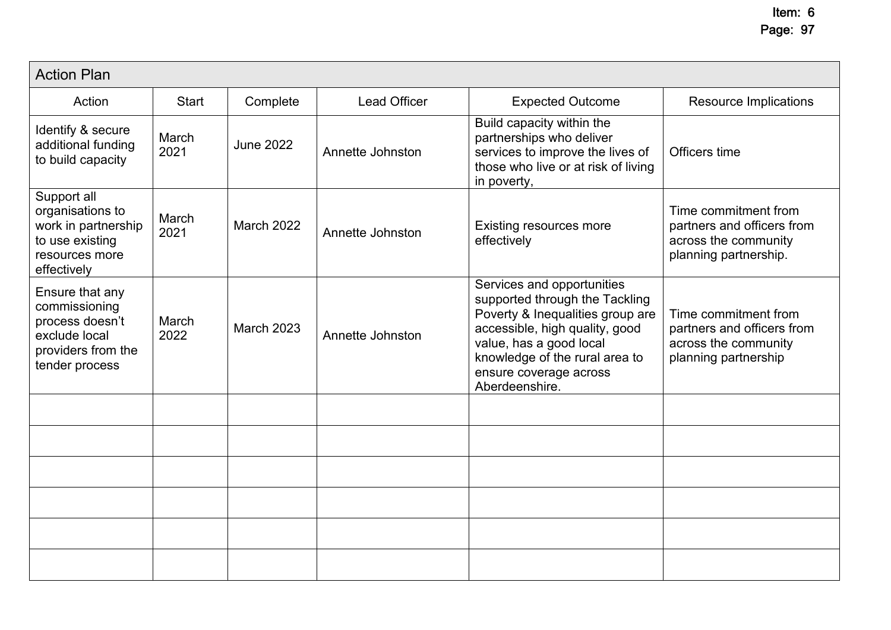| Action Plan | | | | | |
|---|---|---|---|---|---|
| Action | Start | Complete | Lead Officer | Expected Outcome | Resource Implications |
| Identify & secure additional funding to build capacity | March 2021 | June 2022 | Annette Johnston | Build capacity within the partnerships who deliver services to improve the lives of those who live or at risk of living in poverty, | Officers time |
| Support all organisations to work in partnership to use existing resources more effectively | March 2021 | March 2022 | Annette Johnston | Existing resources more effectively | Time commitment from partners and officers from across the community planning partnership. |
| Ensure that any commissioning process doesn't exclude local providers from the tender process | March 2022 | March 2023 | Annette Johnston | Services and opportunities supported through the Tackling Poverty & Inequalities group are accessible, high quality, good value, has a good local knowledge of the rural area to ensure coverage across Aberdeenshire. | Time commitment from partners and officers from across the community planning partnership |
| | | | | | |
| | | | | | |
| | | | | | |
| | | | | | |
| | | | | | |
| | | | | | |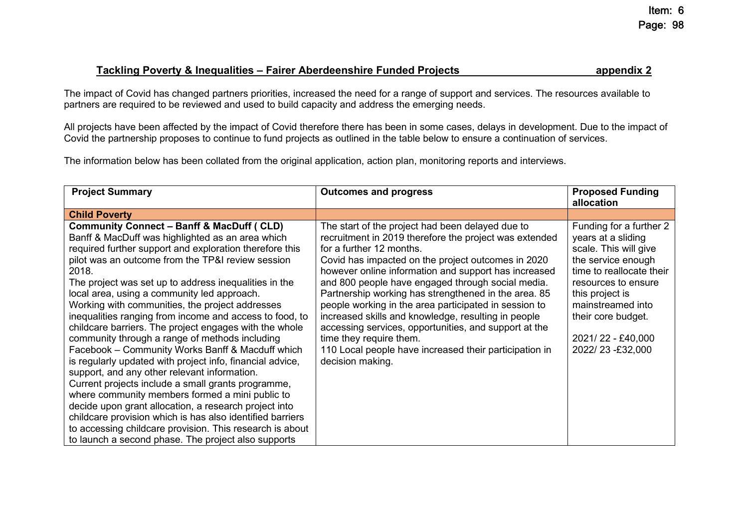## Tackling Poverty & Inequalities – Fairer Aberdeenshire Funded Projects appendix 2

The impact of Covid has changed partners priorities, increased the need for a range of support and services. The resources available to partners are required to be reviewed and used to build capacity and address the emerging needs.

All projects have been affected by the impact of Covid therefore there has been in some cases, delays in development. Due to the impact of Covid the partnership proposes to continue to fund projects as outlined in the table below to ensure a continuation of services.

The information below has been collated from the original application, action plan, monitoring reports and interviews.

| Project Summary | Outcomes and progress | Proposed Funding allocation |
|---|---|---|
| **Child Poverty** | | |
| **Community Connect – Banff & MacDuff ( CLD)**<br>Banff & MacDuff was highlighted as an area which required further support and exploration therefore this pilot was an outcome from the TP&I review session 2018.<br>The project was set up to address inequalities in the local area, using a community led approach.<br>Working with communities, the project addresses inequalities ranging from income and access to food, to childcare barriers. The project engages with the whole community through a range of methods including Facebook – Community Works Banff & Macduff which is regularly updated with project info, financial advice, support, and any other relevant information.<br>Current projects include a small grants programme, where community members formed a mini public to decide upon grant allocation, a research project into childcare provision which is has also identified barriers to accessing childcare provision. This research is about to launch a second phase. The project also supports | The start of the project had been delayed due to recruitment in 2019 therefore the project was extended for a further 12 months.<br>Covid has impacted on the project outcomes in 2020 however online information and support has increased and 800 people have engaged through social media. Partnership working has strengthened in the area. 85 people working in the area participated in session to increased skills and knowledge, resulting in people accessing services, opportunities, and support at the time they require them.<br>110 Local people have increased their participation in decision making. | Funding for a further 2 years at a sliding scale. This will give the service enough time to reallocate their resources to ensure this project is mainstreamed into their core budget.<br><br>2021/ 22 - £40,000<br>2022/ 23 -£32,000 |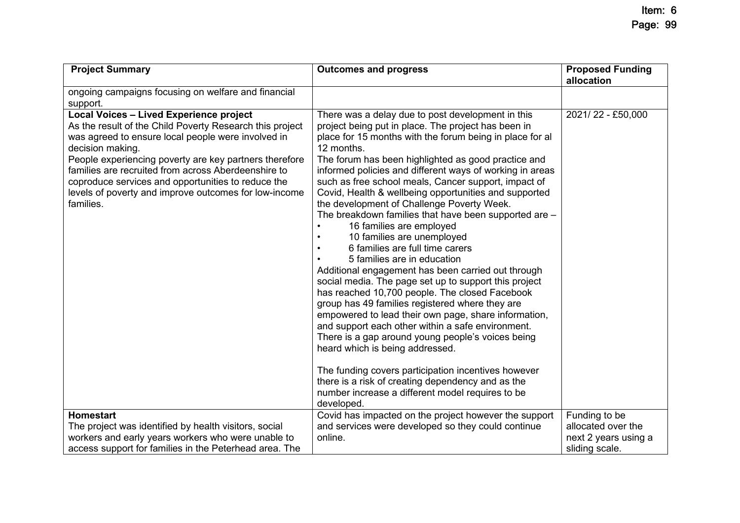| Project Summary | Outcomes and progress | Proposed Funding allocation |
|---|---|---|
| ongoing campaigns focusing on welfare and financial support. | | |
| **Local Voices – Lived Experience project**<br>As the result of the Child Poverty Research this project was agreed to ensure local people were involved in decision making.<br>People experiencing poverty are key partners therefore families are recruited from across Aberdeenshire to coproduce services and opportunities to reduce the levels of poverty and improve outcomes for low-income families. | There was a delay due to post development in this project being put in place. The project has been in place for 15 months with the forum being in place for al 12 months.<br>The forum has been highlighted as good practice and informed policies and different ways of working in areas such as free school meals, Cancer support, impact of Covid, Health & wellbeing opportunities and supported the development of Challenge Poverty Week.<br>The breakdown families that have been supported are –<br>• 16 families are employed<br>• 10 families are unemployed<br>• 6 families are full time carers<br>• 5 families are in education<br>Additional engagement has been carried out through social media. The page set up to support this project has reached 10,700 people. The closed Facebook group has 49 families registered where they are empowered to lead their own page, share information, and support each other within a safe environment. There is a gap around young people's voices being heard which is being addressed.<br><br>The funding covers participation incentives however there is a risk of creating dependency and as the number increase a different model requires to be developed. | 2021/ 22 - £50,000 |
| **Homestart**<br>The project was identified by health visitors, social workers and early years workers who were unable to access support for families in the Peterhead area. The | Covid has impacted on the project however the support and services were developed so they could continue online. | Funding to be allocated over the next 2 years using a sliding scale. |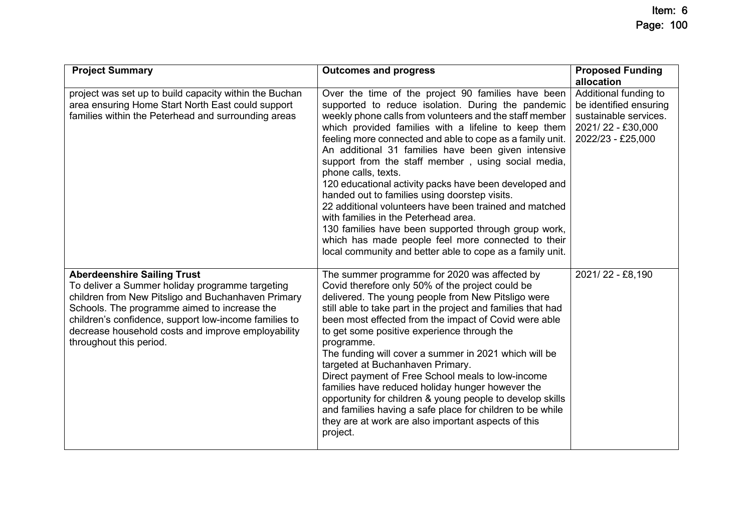| Project Summary | Outcomes and progress | Proposed Funding allocation |
|---|---|---|
| project was set up to build capacity within the Buchan area ensuring Home Start North East could support families within the Peterhead and surrounding areas | Over the time of the project 90 families have been supported to reduce isolation. During the pandemic weekly phone calls from volunteers and the staff member which provided families with a lifeline to keep them feeling more connected and able to cope as a family unit.<br>An additional 31 families have been given intensive support from the staff member , using social media, phone calls, texts.<br>120 educational activity packs have been developed and handed out to families using doorstep visits.<br>22 additional volunteers have been trained and matched with families in the Peterhead area.<br>130 families have been supported through group work, which has made people feel more connected to their local community and better able to cope as a family unit. | Additional funding to be identified ensuring sustainable services.<br>2021/ 22 - £30,000<br>2022/23 - £25,000 |
| **Aberdeenshire Sailing Trust**<br>To deliver a Summer holiday programme targeting children from New Pitsligo and Buchanhaven Primary Schools. The programme aimed to increase the children's confidence, support low-income families to decrease household costs and improve employability throughout this period. | The summer programme for 2020 was affected by Covid therefore only 50% of the project could be delivered. The young people from New Pitsligo were still able to take part in the project and families that had been most effected from the impact of Covid were able to get some positive experience through the programme.<br>The funding will cover a summer in 2021 which will be targeted at Buchanhaven Primary.<br>Direct payment of Free School meals to low-income families have reduced holiday hunger however the opportunity for children & young people to develop skills and families having a safe place for children to be while they are at work are also important aspects of this project. | 2021/ 22 - £8,190 |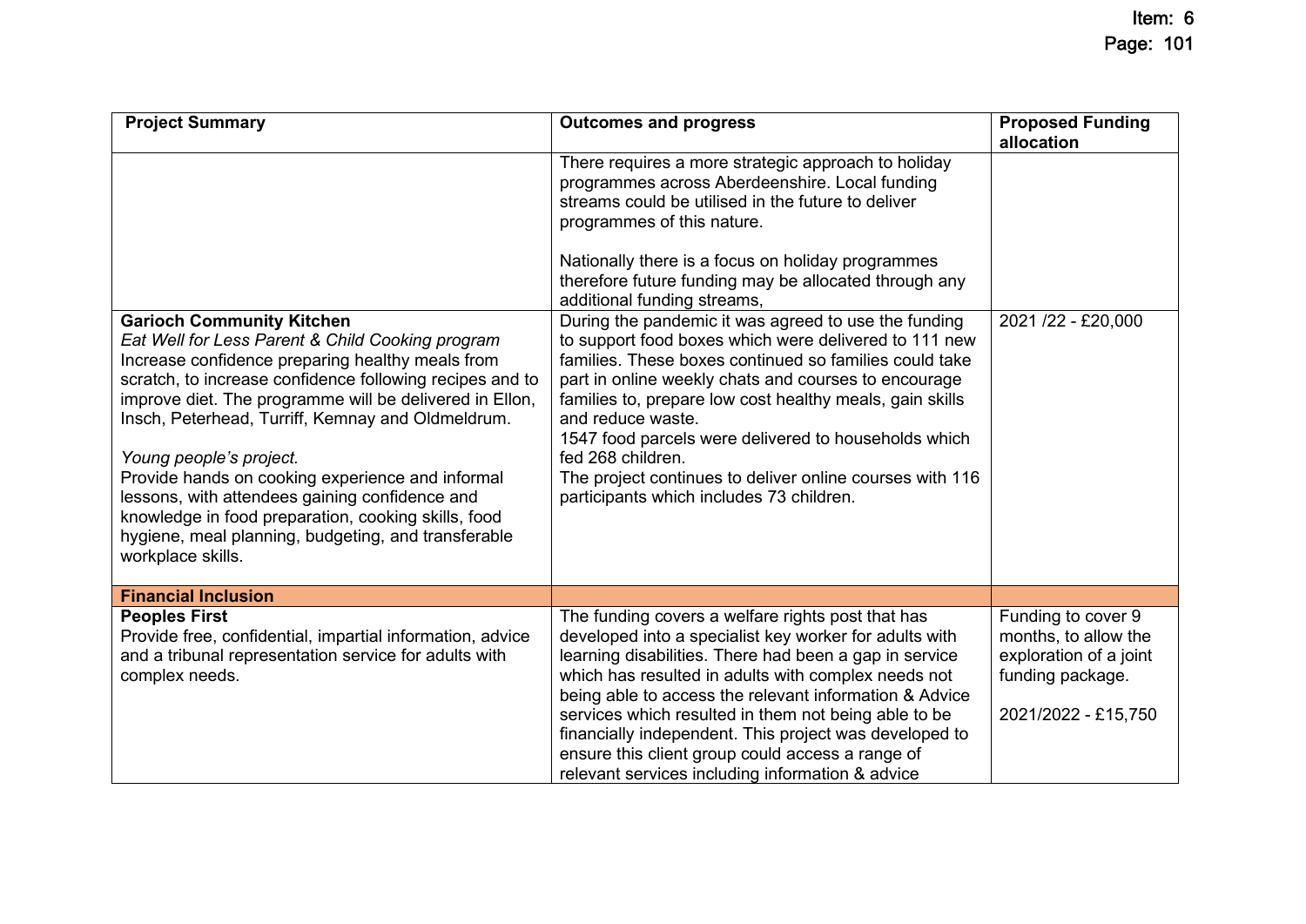| Project Summary | Outcomes and progress | Proposed Funding allocation |
|---|---|---|
| | There requires a more strategic approach to holiday programmes across Aberdeenshire. Local funding streams could be utilised in the future to deliver programmes of this nature.<br><br>Nationally there is a focus on holiday programmes therefore future funding may be allocated through any additional funding streams, | |
| **Garioch Community Kitchen**<br>*Eat Well for Less Parent & Child Cooking program*<br>Increase confidence preparing healthy meals from scratch, to increase confidence following recipes and to improve diet. The programme will be delivered in Ellon, Insch, Peterhead, Turriff, Kemnay and Oldmeldrum.<br><br>*Young people's project.*<br>Provide hands on cooking experience and informal lessons, with attendees gaining confidence and knowledge in food preparation, cooking skills, food hygiene, meal planning, budgeting, and transferable workplace skills. | During the pandemic it was agreed to use the funding to support food boxes which were delivered to 111 new families. These boxes continued so families could take part in online weekly chats and courses to encourage families to, prepare low cost healthy meals, gain skills and reduce waste.<br>1547 food parcels were delivered to households which fed 268 children.<br>The project continues to deliver online courses with 116 participants which includes 73 children. | 2021 /22 - £20,000 |
| **Financial Inclusion** | | |
| **Peoples First**<br>Provide free, confidential, impartial information, advice and a tribunal representation service for adults with complex needs. | The funding covers a welfare rights post that has developed into a specialist key worker for adults with learning disabilities. There had been a gap in service which has resulted in adults with complex needs not being able to access the relevant information & Advice services which resulted in them not being able to be financially independent. This project was developed to ensure this client group could access a range of relevant services including information & advice | Funding to cover 9 months, to allow the exploration of a joint funding package.<br><br>2021/2022 - £15,750 |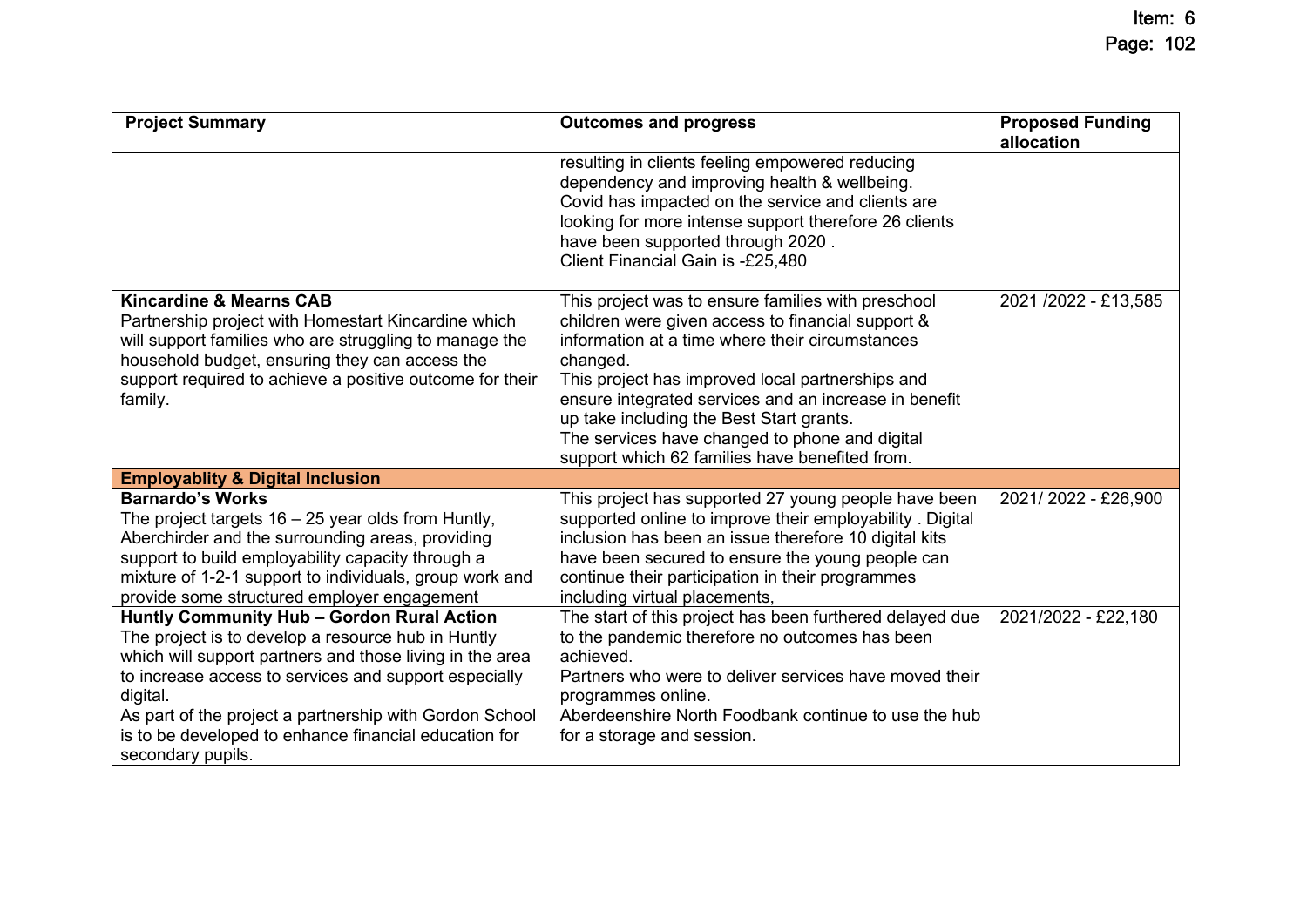| Project Summary | Outcomes and progress | Proposed Funding allocation |
|---|---|---|
| | resulting in clients feeling empowered reducing dependency and improving health & wellbeing.<br>Covid has impacted on the service and clients are looking for more intense support therefore 26 clients have been supported through 2020 .<br>Client Financial Gain is -£25,480 | |
| **Kincardine & Mearns CAB**<br>Partnership project with Homestart Kincardine which will support families who are struggling to manage the household budget, ensuring they can access the support required to achieve a positive outcome for their family. | This project was to ensure families with preschool children were given access to financial support & information at a time where their circumstances changed.<br>This project has improved local partnerships and ensure integrated services and an increase in benefit up take including the Best Start grants.<br>The services have changed to phone and digital support which 62 families have benefited from. | 2021 /2022 - £13,585 |
| **Employablity & Digital Inclusion** | | |
| **Barnardo's Works**<br>The project targets 16 – 25 year olds from Huntly, Aberchirder and the surrounding areas, providing support to build employability capacity through a mixture of 1-2-1 support to individuals, group work and provide some structured employer engagement | This project has supported 27 young people have been supported online to improve their employability . Digital inclusion has been an issue therefore 10 digital kits have been secured to ensure the young people can continue their participation in their programmes including virtual placements, | 2021/ 2022 - £26,900 |
| **Huntly Community Hub – Gordon Rural Action**<br>The project is to develop a resource hub in Huntly which will support partners and those living in the area to increase access to services and support especially digital.<br>As part of the project a partnership with Gordon School is to be developed to enhance financial education for secondary pupils. | The start of this project has been furthered delayed due to the pandemic therefore no outcomes has been achieved.<br>Partners who were to deliver services have moved their programmes online.<br>Aberdeenshire North Foodbank continue to use the hub for a storage and session. | 2021/2022 - £22,180 |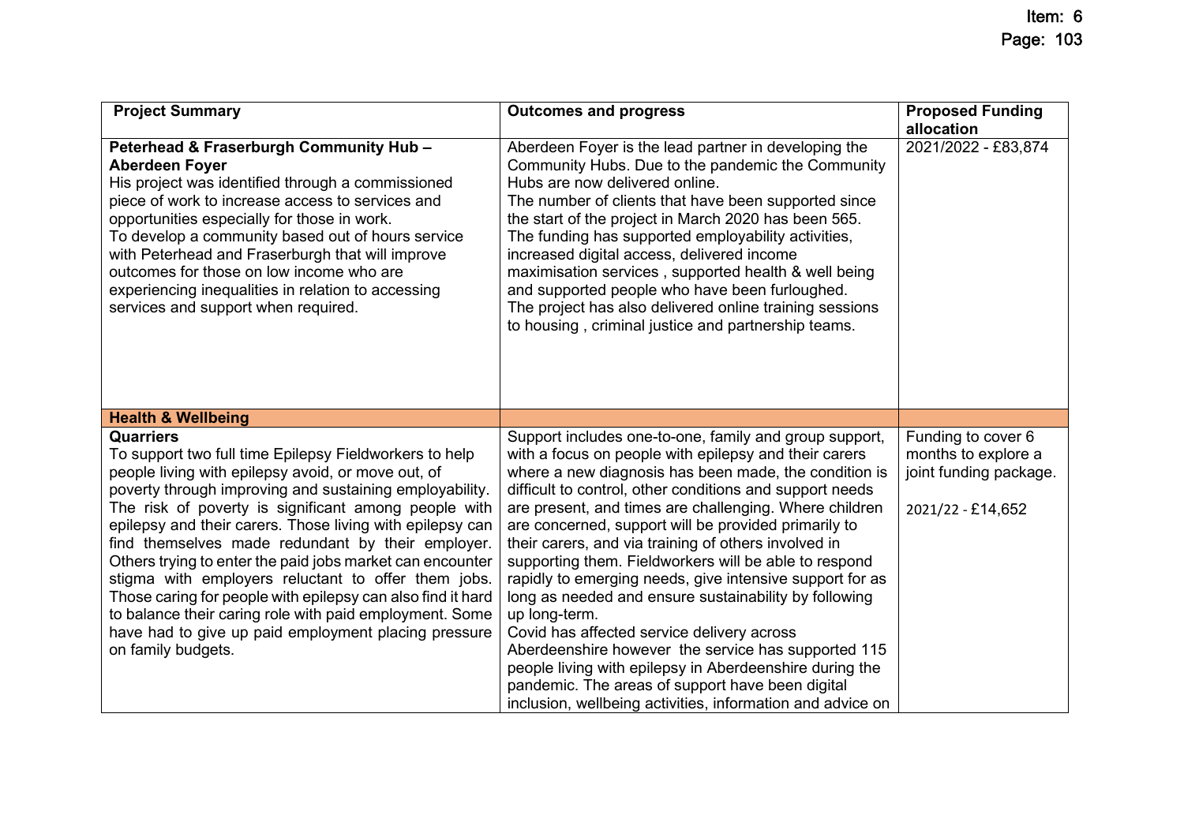| Project Summary | Outcomes and progress | Proposed Funding allocation |
|---|---|---|
| **Peterhead & Fraserburgh Community Hub – Aberdeen Foyer**<br>His project was identified through a commissioned piece of work to increase access to services and opportunities especially for those in work.<br>To develop a community based out of hours service with Peterhead and Fraserburgh that will improve outcomes for those on low income who are experiencing inequalities in relation to accessing services and support when required. | Aberdeen Foyer is the lead partner in developing the Community Hubs. Due to the pandemic the Community Hubs are now delivered online.<br>The number of clients that have been supported since the start of the project in March 2020 has been 565.<br>The funding has supported employability activities, increased digital access, delivered income maximisation services , supported health & well being and supported people who have been furloughed.<br>The project has also delivered online training sessions to housing , criminal justice and partnership teams. | 2021/2022 - £83,874 |
| **Health & Wellbeing** | | |
| **Quarriers**<br>To support two full time Epilepsy Fieldworkers to help people living with epilepsy avoid, or move out, of poverty through improving and sustaining employability. The risk of poverty is significant among people with epilepsy and their carers. Those living with epilepsy can find themselves made redundant by their employer. Others trying to enter the paid jobs market can encounter stigma with employers reluctant to offer them jobs. Those caring for people with epilepsy can also find it hard to balance their caring role with paid employment. Some have had to give up paid employment placing pressure on family budgets. | Support includes one-to-one, family and group support, with a focus on people with epilepsy and their carers where a new diagnosis has been made, the condition is difficult to control, other conditions and support needs are present, and times are challenging. Where children are concerned, support will be provided primarily to their carers, and via training of others involved in supporting them. Fieldworkers will be able to respond rapidly to emerging needs, give intensive support for as long as needed and ensure sustainability by following up long-term.<br>Covid has affected service delivery across Aberdeenshire however the service has supported 115 people living with epilepsy in Aberdeenshire during the pandemic. The areas of support have been digital inclusion, wellbeing activities, information and advice on | Funding to cover 6 months to explore a joint funding package.<br><br>2021/22 - £14,652 |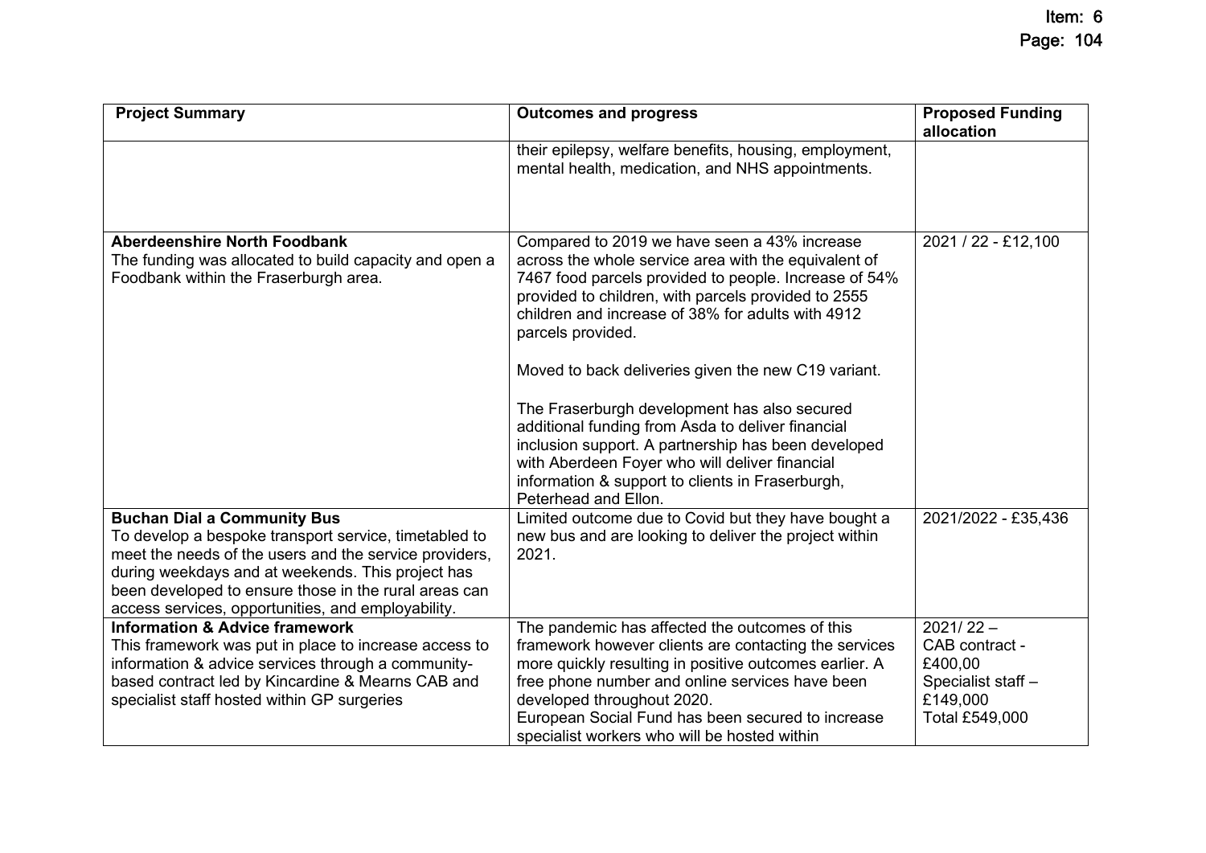| Project Summary | Outcomes and progress | Proposed Funding allocation |
|---|---|---|
| | their epilepsy, welfare benefits, housing, employment, mental health, medication, and NHS appointments. | |
| **Aberdeenshire North Foodbank**<br>The funding was allocated to build capacity and open a Foodbank within the Fraserburgh area. | Compared to 2019 we have seen a 43% increase across the whole service area with the equivalent of 7467 food parcels provided to people. Increase of 54% provided to children, with parcels provided to 2555 children and increase of 38% for adults with 4912 parcels provided.<br><br>Moved to back deliveries given the new C19 variant.<br><br>The Fraserburgh development has also secured additional funding from Asda to deliver financial inclusion support. A partnership has been developed with Aberdeen Foyer who will deliver financial information & support to clients in Fraserburgh, Peterhead and Ellon. | 2021 / 22 - £12,100 |
| **Buchan Dial a Community Bus**<br>To develop a bespoke transport service, timetabled to meet the needs of the users and the service providers, during weekdays and at weekends. This project has been developed to ensure those in the rural areas can access services, opportunities, and employability. | Limited outcome due to Covid but they have bought a new bus and are looking to deliver the project within 2021. | 2021/2022 - £35,436 |
| **Information & Advice framework**<br>This framework was put in place to increase access to information & advice services through a community-based contract led by Kincardine & Mearns CAB and specialist staff hosted within GP surgeries | The pandemic has affected the outcomes of this framework however clients are contacting the services more quickly resulting in positive outcomes earlier. A free phone number and online services have been developed throughout 2020.<br>European Social Fund has been secured to increase specialist workers who will be hosted within | 2021/ 22 –<br>CAB contract - £400,00<br>Specialist staff – £149,000<br>Total £549,000 |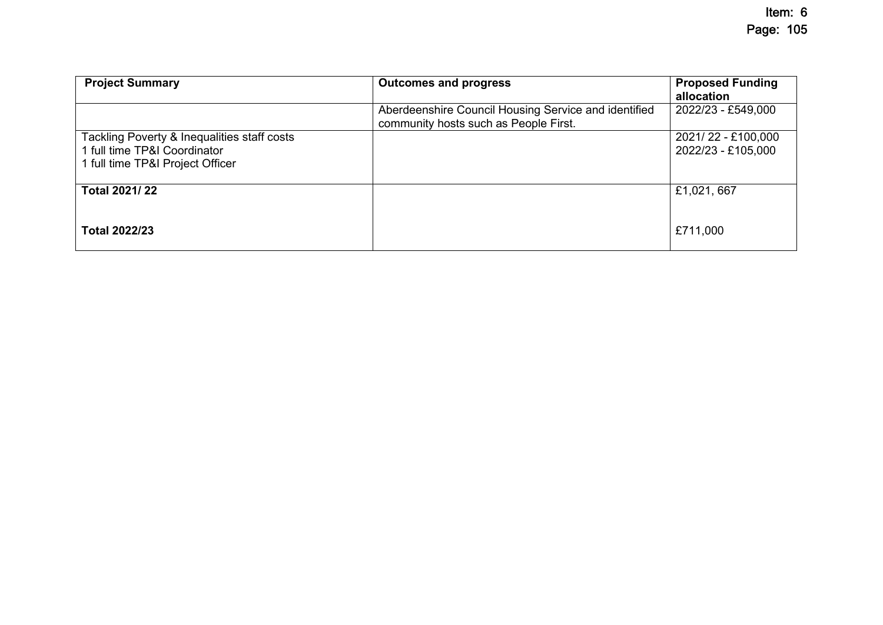| Project Summary | Outcomes and progress | Proposed Funding allocation |
|---|---|---|
| | Aberdeenshire Council Housing Service and identified community hosts such as People First. | 2022/23 - £549,000 |
| Tackling Poverty & Inequalities staff costs<br>1 full time TP&I Coordinator<br>1 full time TP&I Project Officer | | 2021/ 22 - £100,000<br>2022/23 - £105,000 |
| **Total 2021/ 22**<br><br>**Total 2022/23** | | £1,021, 667<br><br>£711,000 |